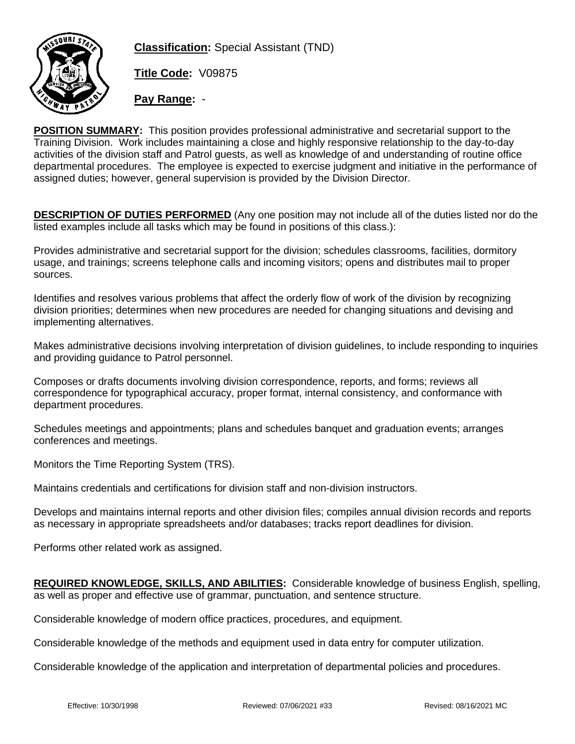**Classification:** Special Assistant (TND)

**Title Code:** V09875

**Pay Range:** -

**POSITION SUMMARY:** This position provides professional administrative and secretarial support to the Training Division. Work includes maintaining a close and highly responsive relationship to the day-to-day activities of the division staff and Patrol guests, as well as knowledge of and understanding of routine office departmental procedures. The employee is expected to exercise judgment and initiative in the performance of assigned duties; however, general supervision is provided by the Division Director.

**DESCRIPTION OF DUTIES PERFORMED** (Any one position may not include all of the duties listed nor do the listed examples include all tasks which may be found in positions of this class.):

Provides administrative and secretarial support for the division; schedules classrooms, facilities, dormitory usage, and trainings; screens telephone calls and incoming visitors; opens and distributes mail to proper sources.

Identifies and resolves various problems that affect the orderly flow of work of the division by recognizing division priorities; determines when new procedures are needed for changing situations and devising and implementing alternatives.

Makes administrative decisions involving interpretation of division guidelines, to include responding to inquiries and providing guidance to Patrol personnel.

Composes or drafts documents involving division correspondence, reports, and forms; reviews all correspondence for typographical accuracy, proper format, internal consistency, and conformance with department procedures.

Schedules meetings and appointments; plans and schedules banquet and graduation events; arranges conferences and meetings.

Monitors the Time Reporting System (TRS).

Maintains credentials and certifications for division staff and non-division instructors.

Develops and maintains internal reports and other division files; compiles annual division records and reports as necessary in appropriate spreadsheets and/or databases; tracks report deadlines for division.

Performs other related work as assigned.

**REQUIRED KNOWLEDGE, SKILLS, AND ABILITIES:** Considerable knowledge of business English, spelling, as well as proper and effective use of grammar, punctuation, and sentence structure.

Considerable knowledge of modern office practices, procedures, and equipment.

Considerable knowledge of the methods and equipment used in data entry for computer utilization.

Considerable knowledge of the application and interpretation of departmental policies and procedures.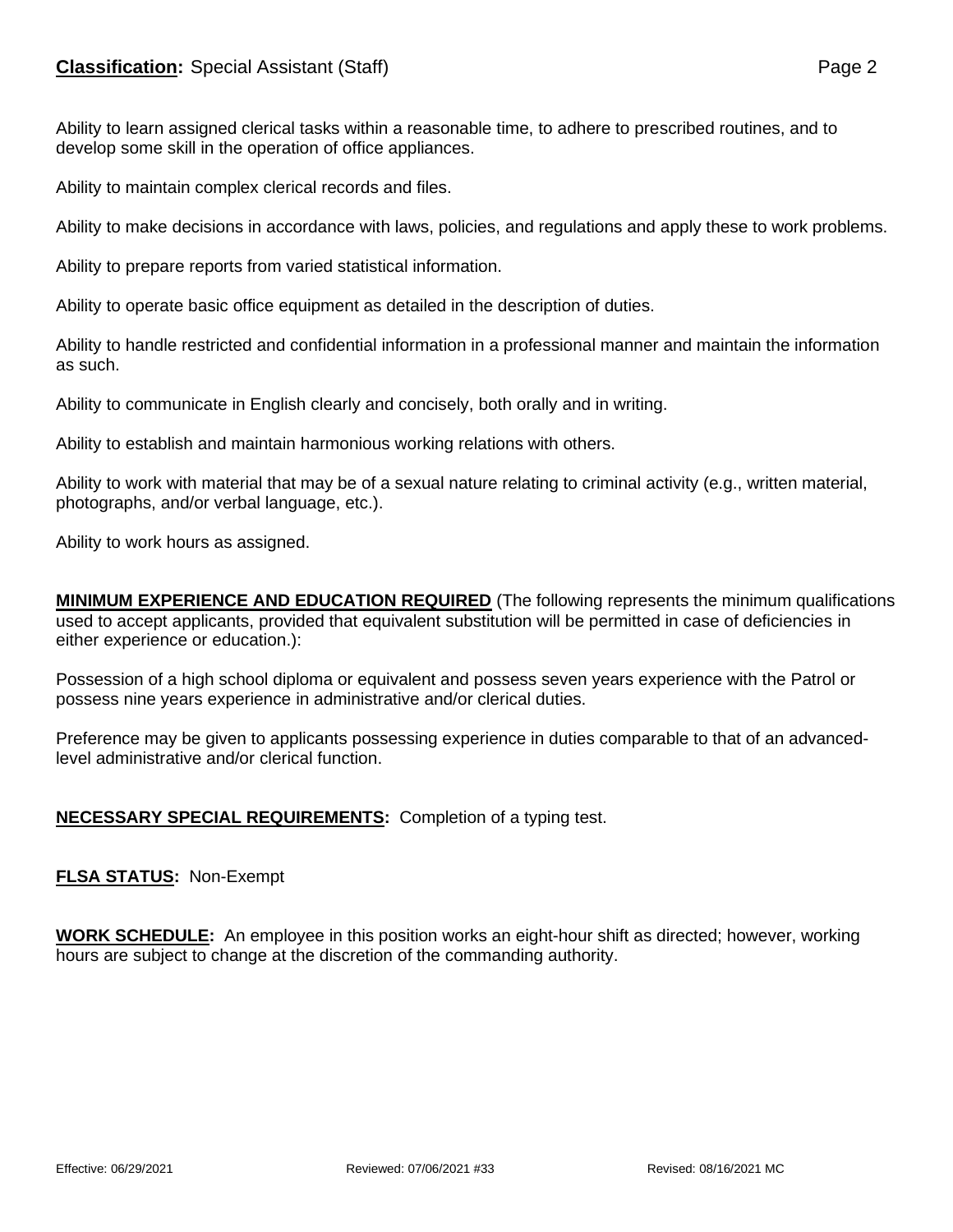Ability to learn assigned clerical tasks within a reasonable time, to adhere to prescribed routines, and to develop some skill in the operation of office appliances.

Ability to maintain complex clerical records and files.

Ability to make decisions in accordance with laws, policies, and regulations and apply these to work problems.

Ability to prepare reports from varied statistical information.

Ability to operate basic office equipment as detailed in the description of duties.

Ability to handle restricted and confidential information in a professional manner and maintain the information as such.

Ability to communicate in English clearly and concisely, both orally and in writing.

Ability to establish and maintain harmonious working relations with others.

Ability to work with material that may be of a sexual nature relating to criminal activity (e.g., written material, photographs, and/or verbal language, etc.).

Ability to work hours as assigned.

**MINIMUM EXPERIENCE AND EDUCATION REQUIRED** (The following represents the minimum qualifications used to accept applicants, provided that equivalent substitution will be permitted in case of deficiencies in either experience or education.):

Possession of a high school diploma or equivalent and possess seven years experience with the Patrol or possess nine years experience in administrative and/or clerical duties.

Preference may be given to applicants possessing experience in duties comparable to that of an advanced-level administrative and/or clerical function.

**NECESSARY SPECIAL REQUIREMENTS:** Completion of a typing test.

**FLSA STATUS:** Non-Exempt

**WORK SCHEDULE:** An employee in this position works an eight-hour shift as directed; however, working hours are subject to change at the discretion of the commanding authority.

Effective: 06/29/2021 Reviewed: 07/06/2021 #33 Revised: 08/16/2021 MC